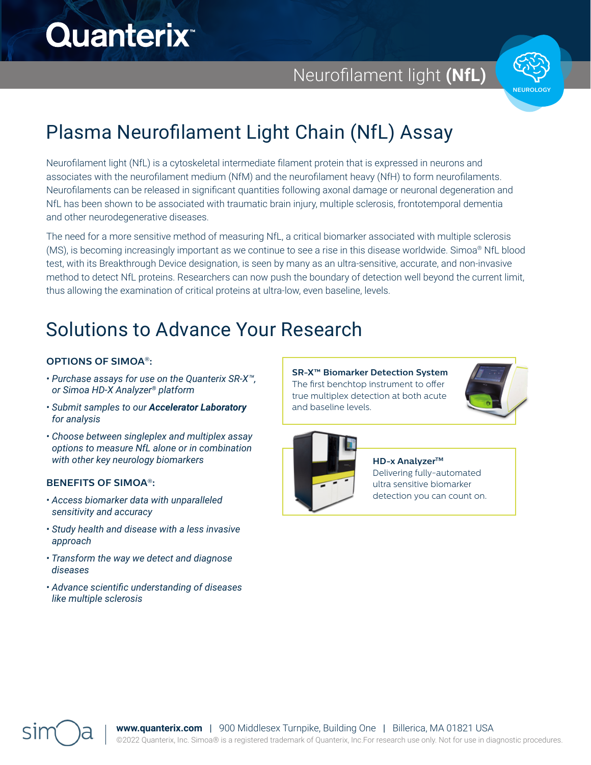Quanterix™

Neurofilament light **(NfL)**

NEUROLOGY

# Plasma Neurofilament Light Chain (NfL) Assay

Neurofilament light (NfL) is a cytoskeletal intermediate filament protein that is expressed in neurons and associates with the neurofilament medium (NfM) and the neurofilament heavy (NfH) to form neurofilaments. Neurofilaments can be released in significant quantities following axonal damage or neuronal degeneration and NfL has been shown to be associated with traumatic brain injury, multiple sclerosis, frontotemporal dementia and other neurodegenerative diseases.

The need for a more sensitive method of measuring NfL, a critical biomarker associated with multiple sclerosis (MS), is becoming increasingly important as we continue to see a rise in this disease worldwide. Simoa® NfL blood test, with its Breakthrough Device designation, is seen by many as an ultra-sensitive, accurate, and non-invasive method to detect NfL proteins. Researchers can now push the boundary of detection well beyond the current limit, thus allowing the examination of critical proteins at ultra-low, even baseline, levels.

## Solutions to Advance Your Research

### OPTIONS OF SIMOA®:

- *Purchase assays for use on the Quanterix SR-X™, or Simoa HD-X Analyzer® platform*
- *Submit samples to our* ***Accelerator Laboratory*** *for analysis*
- *Choose between singleplex and multiplex assay options to measure NfL alone or in combination with other key neurology biomarkers*

### BENEFITS OF SIMOA®:

- *Access biomarker data with unparalleled sensitivity and accuracy*
- *Study health and disease with a less invasive approach*
- *Transform the way we detect and diagnose diseases*
- *Advance scientific understanding of diseases like multiple sclerosis*

**SR-X™ Biomarker Detection System**
The first benchtop instrument to offer true multiplex detection at both acute and baseline levels.

**HD-x Analyzer™**
Delivering fully-automated ultra sensitive biomarker detection you can count on.

simoa | **www.quanterix.com** | 900 Middlesex Turnpike, Building One | Billerica, MA 01821 USA
©2022 Quanterix, Inc. Simoa® is a registered trademark of Quanterix, Inc.For research use only. Not for use in diagnostic procedures.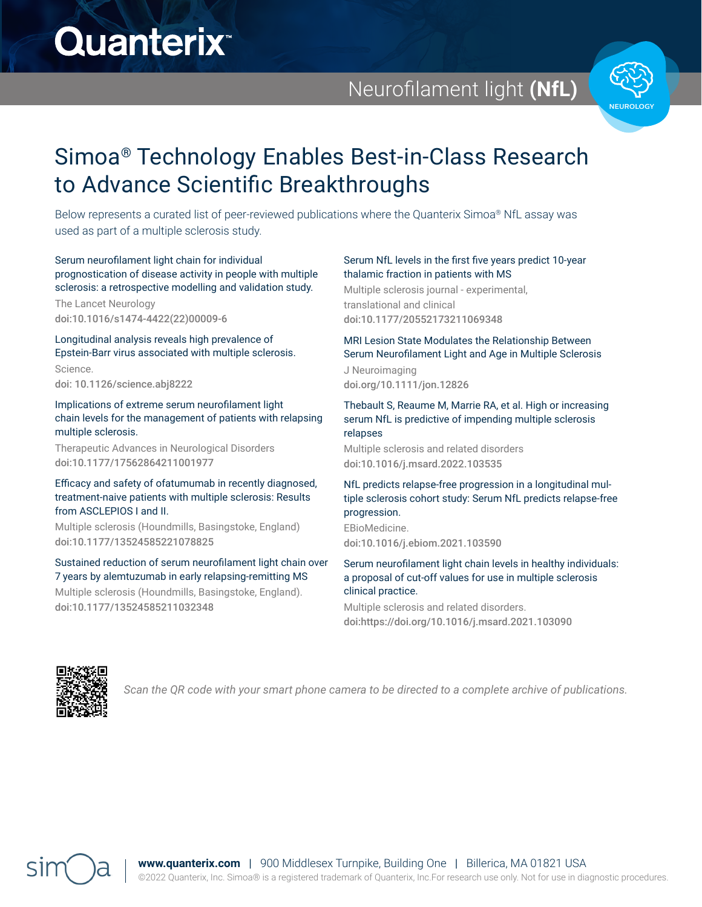# Quanterix

## Neurofilament light **(NfL)**

NEUROLOGY

# Simoa® Technology Enables Best-in-Class Research to Advance Scientific Breakthroughs

Below represents a curated list of peer-reviewed publications where the Quanterix Simoa® NfL assay was used as part of a multiple sclerosis study.

Serum neurofilament light chain for individual prognostication of disease activity in people with multiple sclerosis: a retrospective modelling and validation study.
The Lancet Neurology
**doi:10.1016/s1474-4422(22)00009-6**

Longitudinal analysis reveals high prevalence of Epstein-Barr virus associated with multiple sclerosis.
Science.
**doi: 10.1126/science.abj8222**

Implications of extreme serum neurofilament light chain levels for the management of patients with relapsing multiple sclerosis.
Therapeutic Advances in Neurological Disorders
**doi:10.1177/17562864211001977**

Efficacy and safety of ofatumumab in recently diagnosed, treatment-naive patients with multiple sclerosis: Results from ASCLEPIOS I and II.
Multiple sclerosis (Houndmills, Basingstoke, England)
**doi:10.1177/13524585221078825**

Sustained reduction of serum neurofilament light chain over 7 years by alemtuzumab in early relapsing-remitting MS
Multiple sclerosis (Houndmills, Basingstoke, England).
**doi:10.1177/13524585211032348**

Serum NfL levels in the first five years predict 10-year thalamic fraction in patients with MS
Multiple sclerosis journal - experimental, translational and clinical
**doi:10.1177/20552173211069348**

MRI Lesion State Modulates the Relationship Between Serum Neurofilament Light and Age in Multiple Sclerosis
J Neuroimaging
**doi.org/10.1111/jon.12826**

Thebault S, Reaume M, Marrie RA, et al. High or increasing serum NfL is predictive of impending multiple sclerosis relapses
Multiple sclerosis and related disorders
**doi:10.1016/j.msard.2022.103535**

NfL predicts relapse-free progression in a longitudinal multiple sclerosis cohort study: Serum NfL predicts relapse-free progression.
EBioMedicine.
**doi:10.1016/j.ebiom.2021.103590**

Serum neurofilament light chain levels in healthy individuals: a proposal of cut-off values for use in multiple sclerosis clinical practice.
Multiple sclerosis and related disorders.
**doi:https://doi.org/10.1016/j.msard.2021.103090**

*Scan the QR code with your smart phone camera to be directed to a complete archive of publications.*

simoa | **www.quanterix.com** | 900 Middlesex Turnpike, Building One | Billerica, MA 01821 USA
©2022 Quanterix, Inc. Simoa® is a registered trademark of Quanterix, Inc.For research use only. Not for use in diagnostic procedures.